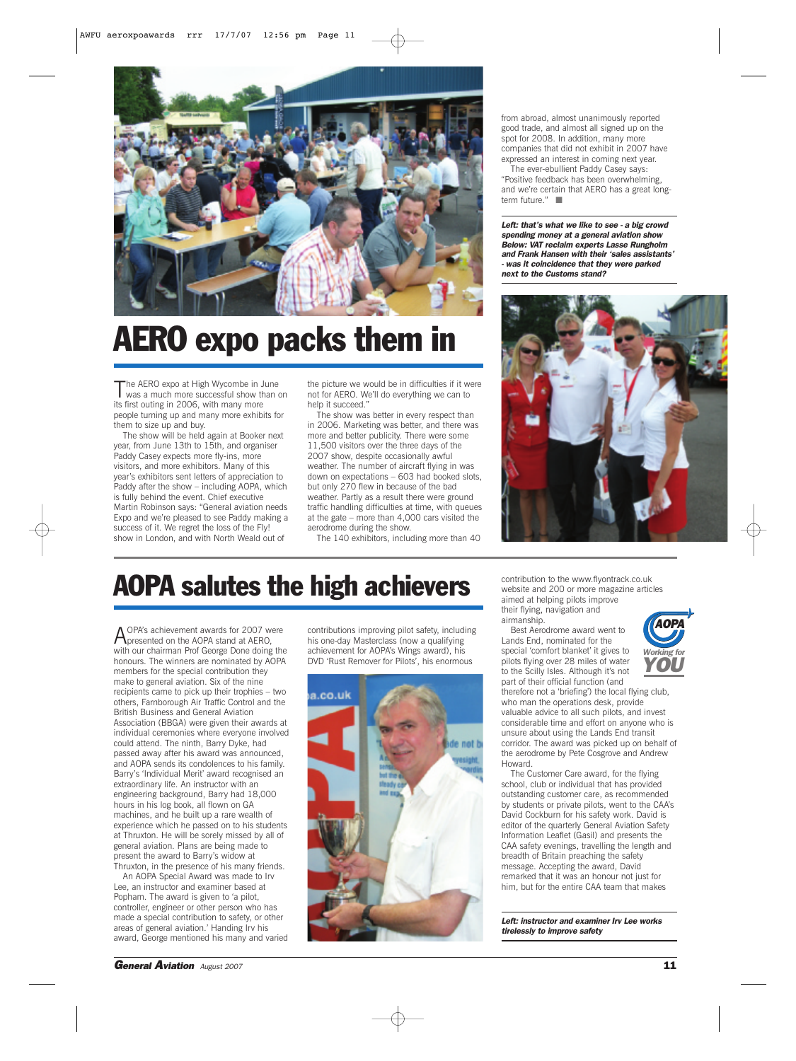# AERO expo packs them in

The AERO expo at High Wycombe in June was a much more successful show than on its first outing in 2006, with many more people turning up and many more exhibits for them to size up and buy.

The show will be held again at Booker next year, from June 13th to 15th, and organiser Paddy Casey expects more fly-ins, more visitors, and more exhibitors. Many of this year's exhibitors sent letters of appreciation to Paddy after the show – including AOPA, which is fully behind the event. Chief executive Martin Robinson says: "General aviation needs Expo and we're pleased to see Paddy making a success of it. We regret the loss of the Fly! show in London, and with North Weald out of the picture we would be in difficulties if it were not for AERO. We'll do everything we can to help it succeed."

The show was better in every respect than in 2006. Marketing was better, and there was more and better publicity. There were some 11,500 visitors over the three days of the 2007 show, despite occasionally awful weather. The number of aircraft flying in was down on expectations – 603 had booked slots, but only 270 flew in because of the bad weather. Partly as a result there were ground traffic handling difficulties at time, with queues at the gate – more than 4,000 cars visited the aerodrome during the show.

The 140 exhibitors, including more than 40 from abroad, almost unanimously reported good trade, and almost all signed up on the spot for 2008. In addition, many more companies that did not exhibit in 2007 have expressed an interest in coming next year.

The ever-ebullient Paddy Casey says: "Positive feedback has been overwhelming, and we're certain that AERO has a great long-term future." ■

***Left: that's what we like to see - a big crowd spending money at a general aviation show Below: VAT reclaim experts Lasse Rungholm and Frank Hansen with their 'sales assistants' - was it coincidence that they were parked next to the Customs stand?***

# AOPA salutes the high achievers

AOPA's achievement awards for 2007 were presented on the AOPA stand at AERO, with our chairman Prof George Done doing the honours. The winners are nominated by AOPA members for the special contribution they make to general aviation. Six of the nine recipients came to pick up their trophies – two others, Farnborough Air Traffic Control and the British Business and General Aviation Association (BBGA) were given their awards at individual ceremonies where everyone involved could attend. The ninth, Barry Dyke, had passed away after his award was announced, and AOPA sends its condolences to his family. Barry's 'Individual Merit' award recognised an extraordinary life. An instructor with an engineering background, Barry had 18,000 hours in his log book, all flown on GA machines, and he built up a rare wealth of experience which he passed on to his students at Thruxton. He will be sorely missed by all of general aviation. Plans are being made to present the award to Barry's widow at Thruxton, in the presence of his many friends.

An AOPA Special Award was made to Irv Lee, an instructor and examiner based at Popham. The award is given to 'a pilot, controller, engineer or other person who has made a special contribution to safety, or other areas of general aviation.' Handing Irv his award, George mentioned his many and varied contributions improving pilot safety, including his one-day Masterclass (now a qualifying achievement for AOPA's Wings award), his DVD 'Rust Remover for Pilots', his enormous contribution to the www.flyontrack.co.uk website and 200 or more magazine articles aimed at helping pilots improve their flying, navigation and airmanship.

Best Aerodrome award went to Lands End, nominated for the special 'comfort blanket' it gives to pilots flying over 28 miles of water to the Scilly Isles. Although it's not part of their official function (and therefore not a 'briefing') the local flying club, who man the operations desk, provide valuable advice to all such pilots, and invest considerable time and effort on anyone who is unsure about using the Lands End transit corridor. The award was picked up on behalf of the aerodrome by Pete Cosgrove and Andrew Howard.

The Customer Care award, for the flying school, club or individual that has provided outstanding customer care, as recommended by students or private pilots, went to the CAA's David Cockburn for his safety work. David is editor of the quarterly General Aviation Safety Information Leaflet (Gasil) and presents the CAA safety evenings, travelling the length and breadth of Britain preaching the safety message. Accepting the award, David remarked that it was an honour not just for him, but for the entire CAA team that makes

***Left: instructor and examiner Irv Lee works tirelessly to improve safety***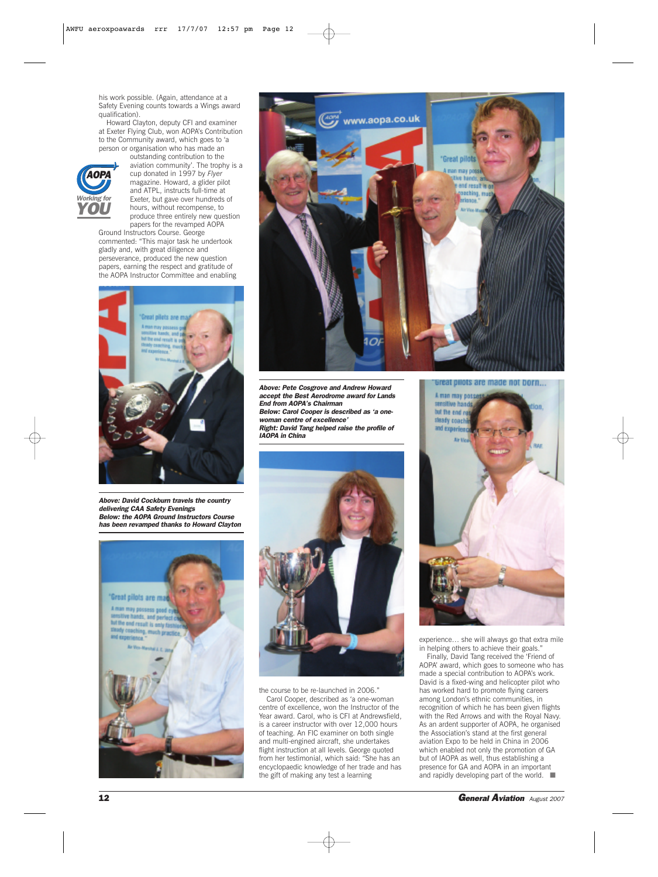his work possible. (Again, attendance at a Safety Evening counts towards a Wings award qualification).

Howard Clayton, deputy CFI and examiner at Exeter Flying Club, won AOPA's Contribution to the Community award, which goes to 'a person or organisation who has made an outstanding contribution to the aviation community'. The trophy is a cup donated in 1997 by *Flyer* magazine. Howard, a glider pilot and ATPL, instructs full-time at Exeter, but gave over hundreds of hours, without recompense, to produce three entirely new question papers for the revamped AOPA Ground Instructors Course. George commented: "This major task he undertook gladly and, with great diligence and perseverance, produced the new question papers, earning the respect and gratitude of the AOPA Instructor Committee and enabling the course to be re-launched in 2006."

***Above: David Cockburn travels the country delivering CAA Safety Evenings***
***Below: the AOPA Ground Instructors Course has been revamped thanks to Howard Clayton***

***Above: Pete Cosgrove and Andrew Howard accept the Best Aerodrome award for Lands End from AOPA's Chairman***
***Below: Carol Cooper is described as 'a one-woman centre of excellence'***
***Right: David Tang helped raise the profile of IAOPA in China***

Carol Cooper, described as 'a one-woman centre of excellence', won the Instructor of the Year award. Carol, who is CFI at Andrewsfield, is a career instructor with over 12,000 hours of teaching. An FIC examiner on both single and multi-engined aircraft, she undertakes flight instruction at all levels. George quoted from her testimonial, which said: "She has an encyclopaedic knowledge of her trade and has the gift of making any test a learning experience… she will always go that extra mile in helping others to achieve their goals."

Finally, David Tang received the 'Friend of AOPA' award, which goes to someone who has made a special contribution to AOPA's work. David is a fixed-wing and helicopter pilot who has worked hard to promote flying careers among London's ethnic communities, in recognition of which he has been given flights with the Red Arrows and with the Royal Navy. As an ardent supporter of AOPA, he organised the Association's stand at the first general aviation Expo to be held in China in 2006 which enabled not only the promotion of GA but of IAOPA as well, thus establishing a presence for GA and AOPA in an important and rapidly developing part of the world. ■